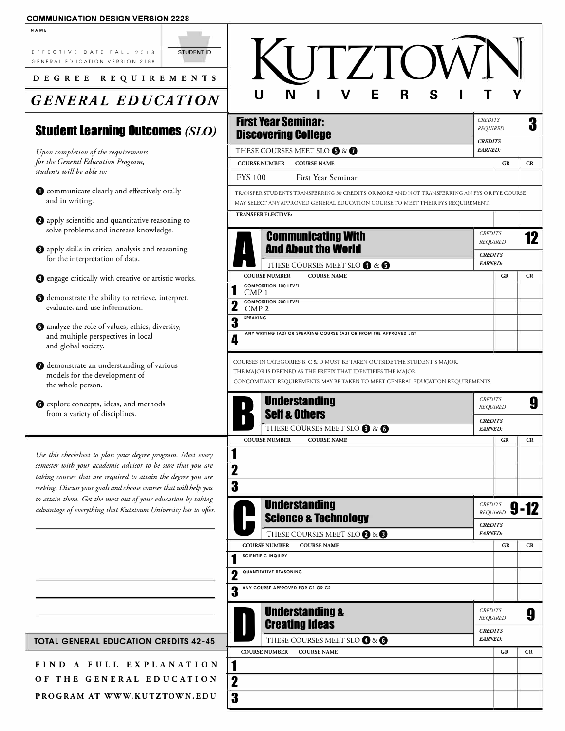COMMUNICATION DESIGN VERSION 2228

NAME

STUDENT ID

EFFECTIVE DATE FALL 2018
GENERAL EDUCATION VERSION 2188

DEGREE REQUIREMENTS

# GENERAL EDUCATION

# KUTZTOWN UNIVERSITY

## Student Learning Outcomes *(SLO)*

*Upon completion of the requirements for the General Education Program, students will be able to:*

1. communicate clearly and effectively orally and in writing.
2. apply scientific and quantitative reasoning to solve problems and increase knowledge.
3. apply skills in critical analysis and reasoning for the interpretation of data.
4. engage critically with creative or artistic works.
5. demonstrate the ability to retrieve, interpret, evaluate, and use information.
6. analyze the role of values, ethics, diversity, and multiple perspectives in local and global society.
7. demonstrate an understanding of various models for the development of the whole person.
8. explore concepts, ideas, and methods from a variety of disciplines.

*Use this checksheet to plan your degree program. Meet every semester with your academic advisor to be sure that you are taking courses that are required to attain the degree you are seeking. Discuss your goals and choose courses that will help you to attain them. Get the most out of your education by taking advantage of everything that Kutztown University has to offer.*

**TOTAL GENERAL EDUCATION CREDITS 42-45**

FIND A FULL EXPLANATION OF THE GENERAL EDUCATION PROGRAM AT WWW.KUTZTOWN.EDU

## First Year Seminar: Discovering College

CREDITS REQUIRED: 3
CREDITS EARNED:

THESE COURSES MEET SLO 5 & 7

| COURSE NUMBER | COURSE NAME | GR | CR |
|---|---|---|---|
| FYS 100 | First Year Seminar | | |

TRANSFER STUDENTS TRANSFERRING 30 CREDITS OR MORE AND NOT TRANSFERRING AN FYS OR FYE COURSE MAY SELECT ANY APPROVED GENERAL EDUCATION COURSE TO MEET THEIR FYS REQUIREMENT.

| TRANSFER ELECTIVE: | GR | CR |
|---|---|---|
| | | |

## A Communicating With And About the World

CREDITS REQUIRED: 12
CREDITS EARNED:

THESE COURSES MEET SLO 1 & 5

| | COURSE NUMBER / COURSE NAME | GR | CR |
|---|---|---|---|
| 1 | COMPOSITION 100 LEVEL<br>CMP 1__ | | |
| 2 | COMPOSITION 200 LEVEL<br>CMP 2__ | | |
| 3 | SPEAKING | | |
| 4 | ANY WRITING (A2) OR SPEAKING COURSE (A3) OR FROM THE APPROVED LIST | | |

COURSES IN CATEGORIES B, C & D MUST BE TAKEN OUTSIDE THE STUDENT'S MAJOR.
THE MAJOR IS DEFINED AS THE PREFIX THAT IDENTIFIES THE MAJOR.
CONCOMITANT REQUIREMENTS MAY BE TAKEN TO MEET GENERAL EDUCATION REQUIREMENTS.

## B Understanding Self & Others

CREDITS REQUIRED: 9
CREDITS EARNED:

THESE COURSES MEET SLO 3 & 6

| | COURSE NUMBER / COURSE NAME | GR | CR |
|---|---|---|---|
| 1 | | | |
| 2 | | | |
| 3 | | | |

## C Understanding Science & Technology

CREDITS REQUIRED: 9-12
CREDITS EARNED:

THESE COURSES MEET SLO 2 & 3

| | COURSE NUMBER / COURSE NAME | GR | CR |
|---|---|---|---|
| 1 | SCIENTIFIC INQUIRY | | |
| 2 | QUANTITATIVE REASONING | | |
| 3 | ANY COURSE APPROVED FOR C1 OR C2 | | |

## D Understanding & Creating Ideas

CREDITS REQUIRED: 9
CREDITS EARNED:

THESE COURSES MEET SLO 4 & 6

| | COURSE NUMBER / COURSE NAME | GR | CR |
|---|---|---|---|
| 1 | | | |
| 2 | | | |
| 3 | | | |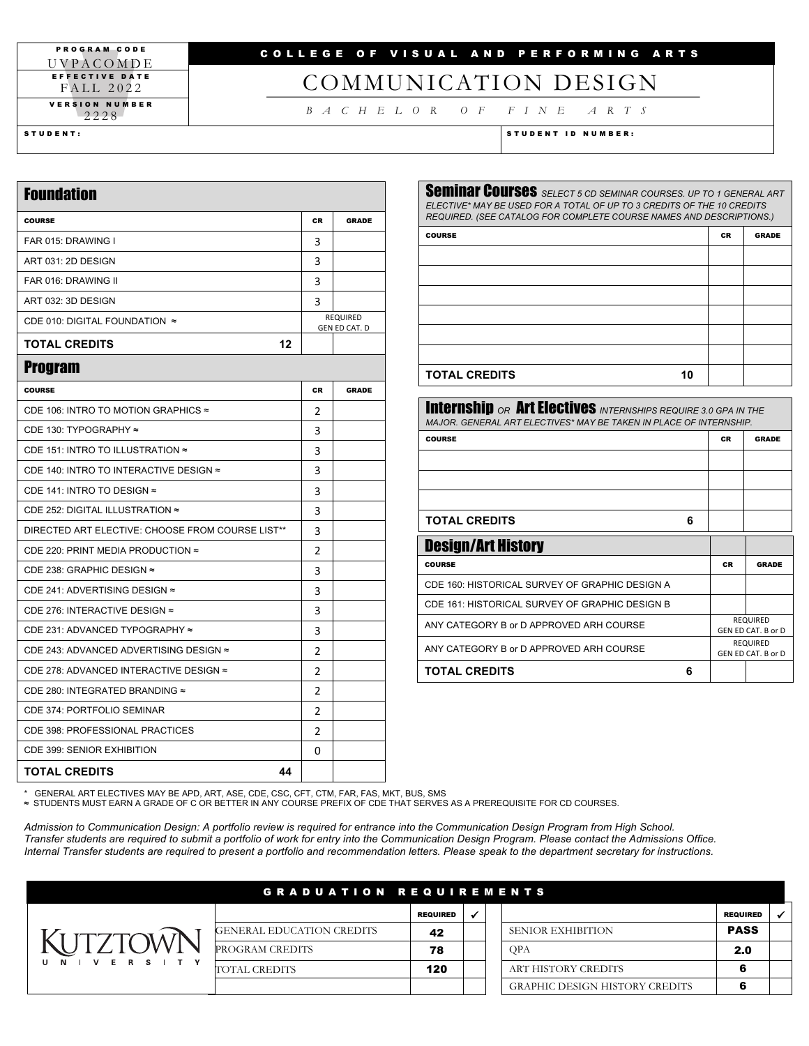| PROGRAM CODE | COLLEGE OF VISUAL AND PERFORMING ARTS |
|---|---|
| UVPACOMDE | |
| EFFECTIVE DATE FALL 2022 | # COMMUNICATION DESIGN |
| VERSION NUMBER 2228 | BACHELOR OF FINE ARTS |

STUDENT: | STUDENT ID NUMBER:

## Foundation

| COURSE | CR | GRADE |
|---|---|---|
| FAR 015: DRAWING I | 3 | |
| ART 031: 2D DESIGN | 3 | |
| FAR 016: DRAWING II | 3 | |
| ART 032: 3D DESIGN | 3 | |
| CDE 010: DIGITAL FOUNDATION ≈ | REQUIRED GEN ED CAT. D | |
| **TOTAL CREDITS 12** | | |

## Program

| COURSE | CR | GRADE |
|---|---|---|
| CDE 106: INTRO TO MOTION GRAPHICS ≈ | 2 | |
| CDE 130: TYPOGRAPHY ≈ | 3 | |
| CDE 151: INTRO TO ILLUSTRATION ≈ | 3 | |
| CDE 140: INTRO TO INTERACTIVE DESIGN ≈ | 3 | |
| CDE 141: INTRO TO DESIGN ≈ | 3 | |
| CDE 252: DIGITAL ILLUSTRATION ≈ | 3 | |
| DIRECTED ART ELECTIVE: CHOOSE FROM COURSE LIST** | 3 | |
| CDE 220: PRINT MEDIA PRODUCTION ≈ | 2 | |
| CDE 238: GRAPHIC DESIGN ≈ | 3 | |
| CDE 241: ADVERTISING DESIGN ≈ | 3 | |
| CDE 276: INTERACTIVE DESIGN ≈ | 3 | |
| CDE 231: ADVANCED TYPOGRAPHY ≈ | 3 | |
| CDE 243: ADVANCED ADVERTISING DESIGN ≈ | 2 | |
| CDE 278: ADVANCED INTERACTIVE DESIGN ≈ | 2 | |
| CDE 280: INTEGRATED BRANDING ≈ | 2 | |
| CDE 374: PORTFOLIO SEMINAR | 2 | |
| CDE 398: PROFESSIONAL PRACTICES | 2 | |
| CDE 399: SENIOR EXHIBITION | 0 | |
| **TOTAL CREDITS 44** | | |

## Seminar Courses

*SELECT 5 CD SEMINAR COURSES. UP TO 1 GENERAL ART ELECTIVE* MAY BE USED FOR A TOTAL OF UP TO 3 CREDITS OF THE 10 CREDITS REQUIRED. (SEE CATALOG FOR COMPLETE COURSE NAMES AND DESCRIPTIONS.)*

| COURSE | CR | GRADE |
|---|---|---|
| | | |
| | | |
| | | |
| | | |
| | | |
| | | |
| **TOTAL CREDITS 10** | | |

## Internship *OR* Art Electives

*INTERNSHIPS REQUIRE 3.0 GPA IN THE MAJOR. GENERAL ART ELECTIVES* MAY BE TAKEN IN PLACE OF INTERNSHIP.*

| COURSE | CR | GRADE |
|---|---|---|
| | | |
| | | |
| | | |
| **TOTAL CREDITS 6** | | |

## Design/Art History

| COURSE | CR | GRADE |
|---|---|---|
| CDE 160: HISTORICAL SURVEY OF GRAPHIC DESIGN A | | |
| CDE 161: HISTORICAL SURVEY OF GRAPHIC DESIGN B | | |
| ANY CATEGORY B or D APPROVED ARH COURSE | REQUIRED GEN ED CAT. B or D | |
| ANY CATEGORY B or D APPROVED ARH COURSE | REQUIRED GEN ED CAT. B or D | |
| **TOTAL CREDITS 6** | | |

\* GENERAL ART ELECTIVES MAY BE APD, ART, ASE, CDE, CSC, CFT, CTM, FAR, FAS, MKT, BUS, SMS

≈ STUDENTS MUST EARN A GRADE OF C OR BETTER IN ANY COURSE PREFIX OF CDE THAT SERVES AS A PREREQUISITE FOR CD COURSES.

*Admission to Communication Design: A portfolio review is required for entrance into the Communication Design Program from High School. Transfer students are required to submit a portfolio of work for entry into the Communication Design Program. Please contact the Admissions Office. Internal Transfer students are required to present a portfolio and recommendation letters. Please speak to the department secretary for instructions.*

## GRADUATION REQUIREMENTS

KUTZTOWN UNIVERSITY

| | REQUIRED | ✓ |
|---|---|---|
| GENERAL EDUCATION CREDITS | 42 | |
| PROGRAM CREDITS | 78 | |
| TOTAL CREDITS | 120 | |

| | REQUIRED | ✓ |
|---|---|---|
| SENIOR EXHIBITION | PASS | |
| QPA | 2.0 | |
| ART HISTORY CREDITS | 6 | |
| GRAPHIC DESIGN HISTORY CREDITS | 6 | |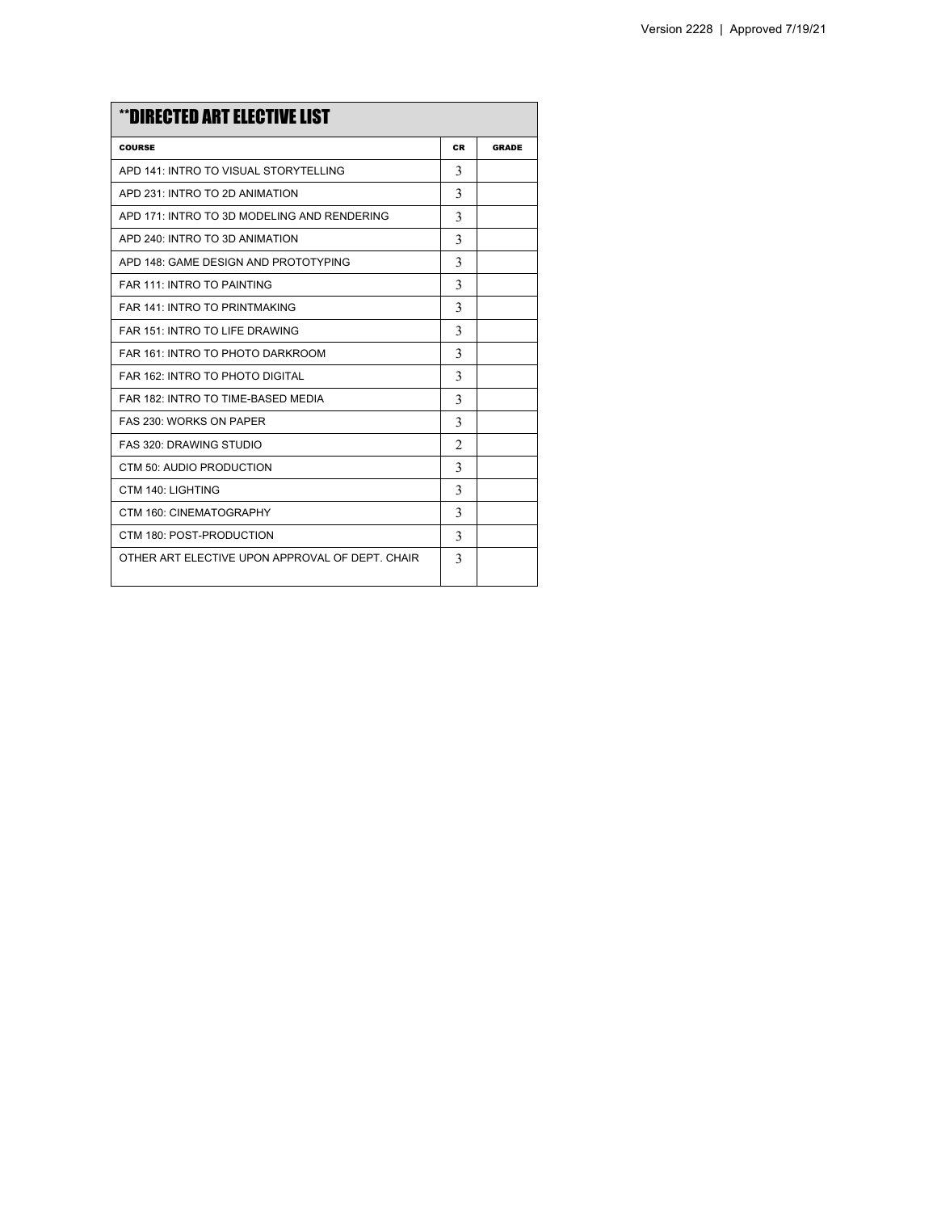| **DIRECTED ART ELECTIVE LIST | | |
|---|---|---|
| COURSE | CR | GRADE |
| APD 141: INTRO TO VISUAL STORYTELLING | 3 | |
| APD 231: INTRO TO 2D ANIMATION | 3 | |
| APD 171: INTRO TO 3D MODELING AND RENDERING | 3 | |
| APD 240: INTRO TO 3D ANIMATION | 3 | |
| APD 148: GAME DESIGN AND PROTOTYPING | 3 | |
| FAR 111: INTRO TO PAINTING | 3 | |
| FAR 141: INTRO TO PRINTMAKING | 3 | |
| FAR 151: INTRO TO LIFE DRAWING | 3 | |
| FAR 161: INTRO TO PHOTO DARKROOM | 3 | |
| FAR 162: INTRO TO PHOTO DIGITAL | 3 | |
| FAR 182: INTRO TO TIME-BASED MEDIA | 3 | |
| FAS 230: WORKS ON PAPER | 3 | |
| FAS 320: DRAWING STUDIO | 2 | |
| CTM 50: AUDIO PRODUCTION | 3 | |
| CTM 140: LIGHTING | 3 | |
| CTM 160: CINEMATOGRAPHY | 3 | |
| CTM 180: POST-PRODUCTION | 3 | |
| OTHER ART ELECTIVE UPON APPROVAL OF DEPT. CHAIR | 3 | |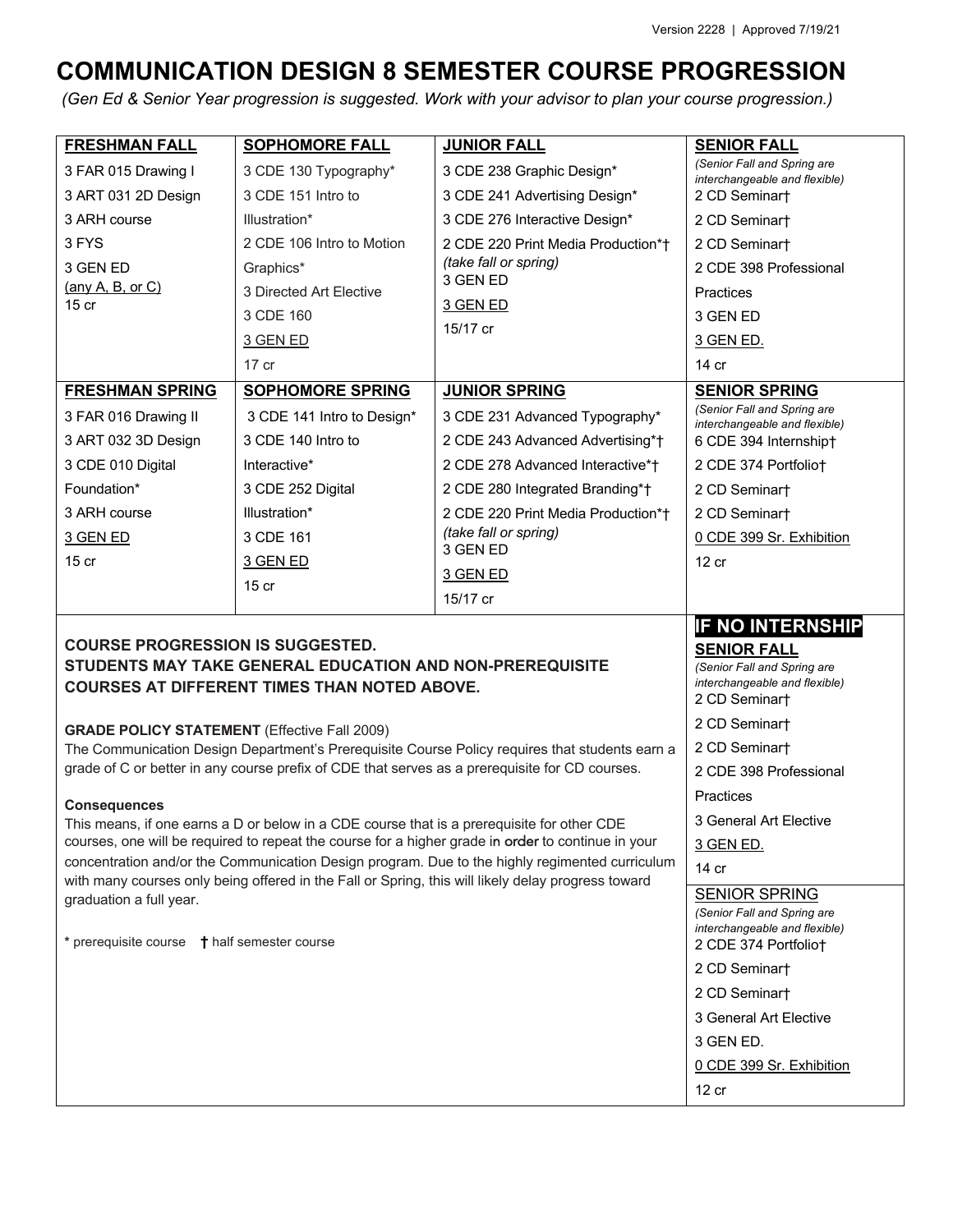Version 2228 | Approved 7/19/21

# COMMUNICATION DESIGN 8 SEMESTER COURSE PROGRESSION

*(Gen Ed & Senior Year progression is suggested. Work with your advisor to plan your course progression.)*

| **FRESHMAN FALL** | **SOPHOMORE FALL** | **JUNIOR FALL** | **SENIOR FALL** |
|---|---|---|---|
| 3 FAR 015 Drawing I<br>3 ART 031 2D Design<br>3 ARH course<br>3 FYS<br>3 GEN ED (any A, B, or C)<br>15 cr | 3 CDE 130 Typography*<br>3 CDE 151 Intro to Illustration*<br>2 CDE 106 Intro to Motion Graphics*<br>3 Directed Art Elective<br>3 CDE 160<br>3 GEN ED<br>17 cr | 3 CDE 238 Graphic Design*<br>3 CDE 241 Advertising Design*<br>3 CDE 276 Interactive Design*<br>2 CDE 220 Print Media Production*† *(take fall or spring)*<br>3 GEN ED<br>3 GEN ED<br>15/17 cr | *(Senior Fall and Spring are interchangeable and flexible)*<br>2 CD Seminar†<br>2 CD Seminar†<br>2 CD Seminar†<br>2 CDE 398 Professional Practices<br>3 GEN ED<br>3 GEN ED.<br>14 cr |
| **FRESHMAN SPRING** | **SOPHOMORE SPRING** | **JUNIOR SPRING** | **SENIOR SPRING** |
| 3 FAR 016 Drawing II<br>3 ART 032 3D Design<br>3 CDE 010 Digital Foundation*<br>3 ARH course<br>3 GEN ED<br>15 cr | 3 CDE 141 Intro to Design*<br>3 CDE 140 Intro to Interactive*<br>3 CDE 252 Digital Illustration*<br>3 CDE 161<br>3 GEN ED<br>15 cr | 3 CDE 231 Advanced Typography*<br>2 CDE 243 Advanced Advertising*†<br>2 CDE 278 Advanced Interactive*†<br>2 CDE 280 Integrated Branding*†<br>2 CDE 220 Print Media Production*† *(take fall or spring)*<br>3 GEN ED<br>3 GEN ED<br>15/17 cr | *(Senior Fall and Spring are interchangeable and flexible)*<br>6 CDE 394 Internship†<br>2 CDE 374 Portfolio†<br>2 CD Seminar†<br>2 CD Seminar†<br>0 CDE 399 Sr. Exhibition<br>12 cr |

**COURSE PROGRESSION IS SUGGESTED.**
**STUDENTS MAY TAKE GENERAL EDUCATION AND NON-PREREQUISITE COURSES AT DIFFERENT TIMES THAN NOTED ABOVE.**

**GRADE POLICY STATEMENT** (Effective Fall 2009)
The Communication Design Department's Prerequisite Course Policy requires that students earn a grade of C or better in any course prefix of CDE that serves as a prerequisite for CD courses.

**Consequences**
This means, if one earns a D or below in a CDE course that is a prerequisite for other CDE courses, one will be required to repeat the course for a higher grade in order to continue in your concentration and/or the Communication Design program. Due to the highly regimented curriculum with many courses only being offered in the Fall or Spring, this will likely delay progress toward graduation a full year.

\* prerequisite course † half semester course

## IF NO INTERNSHIP

**SENIOR FALL**
*(Senior Fall and Spring are interchangeable and flexible)*
2 CD Seminar†
2 CD Seminar†
2 CD Seminar†
2 CDE 398 Professional Practices
3 General Art Elective
3 GEN ED.
14 cr

**SENIOR SPRING**
*(Senior Fall and Spring are interchangeable and flexible)*
2 CDE 374 Portfolio†
2 CD Seminar†
2 CD Seminar†
3 General Art Elective
3 GEN ED.
0 CDE 399 Sr. Exhibition
12 cr